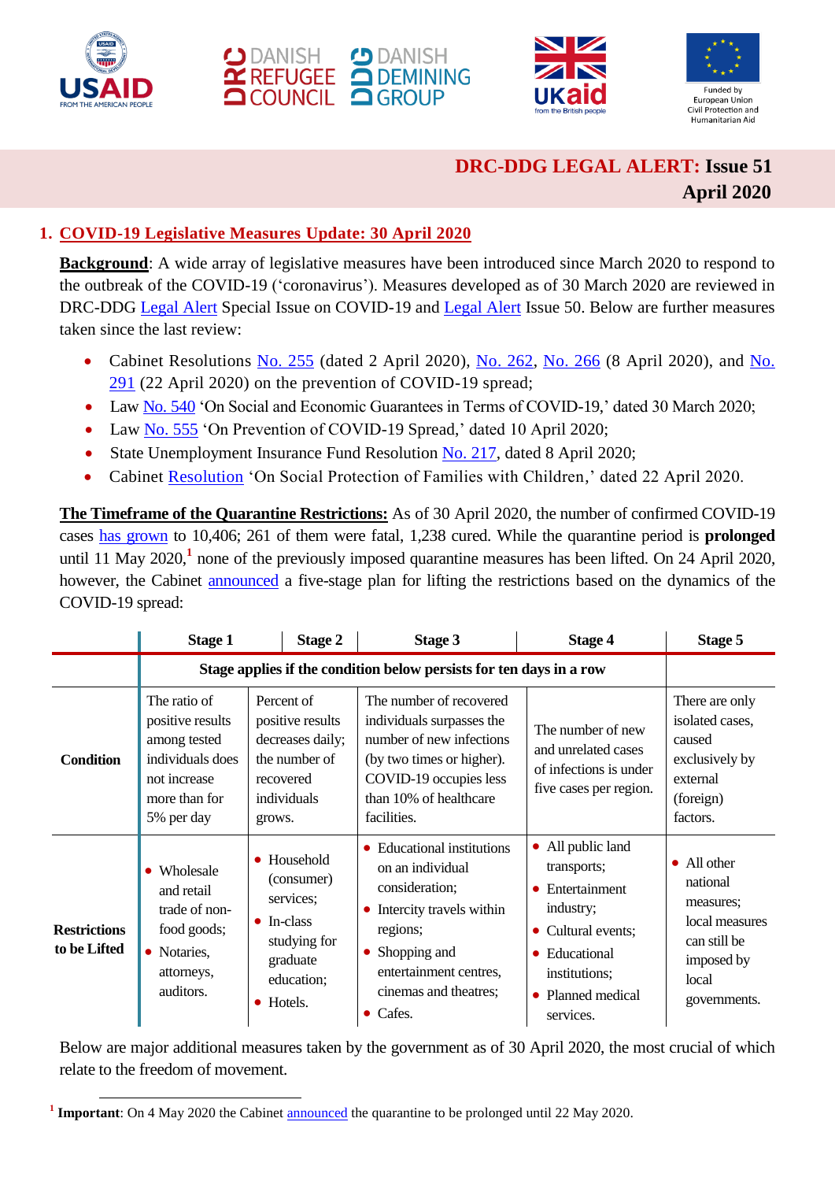USAID FROM THE AMERICAN PEOPLE | DANISH REFUGEE COUNCIL | DANISH DEMINING GROUP | UKaid from the British people | Funded by European Union Civil Protection and Humanitarian Aid

# DRC-DDG LEGAL ALERT: Issue 51
## April 2020

## 1. COVID-19 Legislative Measures Update: 30 April 2020

**Background**: A wide array of legislative measures have been introduced since March 2020 to respond to the outbreak of the COVID-19 ('coronavirus'). Measures developed as of 30 March 2020 are reviewed in DRC-DDG Legal Alert Special Issue on COVID-19 and Legal Alert Issue 50. Below are further measures taken since the last review:

- Cabinet Resolutions No. 255 (dated 2 April 2020), No. 262, No. 266 (8 April 2020), and No. 291 (22 April 2020) on the prevention of COVID-19 spread;
- Law No. 540 'On Social and Economic Guarantees in Terms of COVID-19,' dated 30 March 2020;
- Law No. 555 'On Prevention of COVID-19 Spread,' dated 10 April 2020;
- State Unemployment Insurance Fund Resolution No. 217, dated 8 April 2020;
- Cabinet Resolution 'On Social Protection of Families with Children,' dated 22 April 2020.

**The Timeframe of the Quarantine Restrictions:** As of 30 April 2020, the number of confirmed COVID-19 cases has grown to 10,406; 261 of them were fatal, 1,238 cured. While the quarantine period is **prolonged** until 11 May 2020,[1] none of the previously imposed quarantine measures has been lifted. On 24 April 2020, however, the Cabinet announced a five-stage plan for lifting the restrictions based on the dynamics of the COVID-19 spread:

| | Stage 1 | Stage 2 | Stage 3 | Stage 4 | Stage 5 |
|---|---|---|---|---|---|
| | Stage applies if the condition below persists for ten days in a row | | | | |
| **Condition** | The ratio of positive results among tested individuals does not increase more than for 5% per day | Percent of positive results decreases daily; the number of recovered individuals grows. | The number of recovered individuals surpasses the number of new infections (by two times or higher). COVID-19 occupies less than 10% of healthcare facilities. | The number of new and unrelated cases of infections is under five cases per region. | There are only isolated cases, caused exclusively by external (foreign) factors. |
| **Restrictions to be Lifted** | • Wholesale and retail trade of non-food goods;<br>• Notaries, attorneys, auditors. | • Household (consumer) services;<br>• In-class studying for graduate education;<br>• Hotels. | • Educational institutions on an individual consideration;<br>• Intercity travels within regions;<br>• Shopping and entertainment centres, cinemas and theatres;<br>• Cafes. | • All public land transports;<br>• Entertainment industry;<br>• Cultural events;<br>• Educational institutions;<br>• Planned medical services. | • All other national measures; local measures can still be imposed by local governments. |

Below are major additional measures taken by the government as of 30 April 2020, the most crucial of which relate to the freedom of movement.

[1] **Important**: On 4 May 2020 the Cabinet announced the quarantine to be prolonged until 22 May 2020.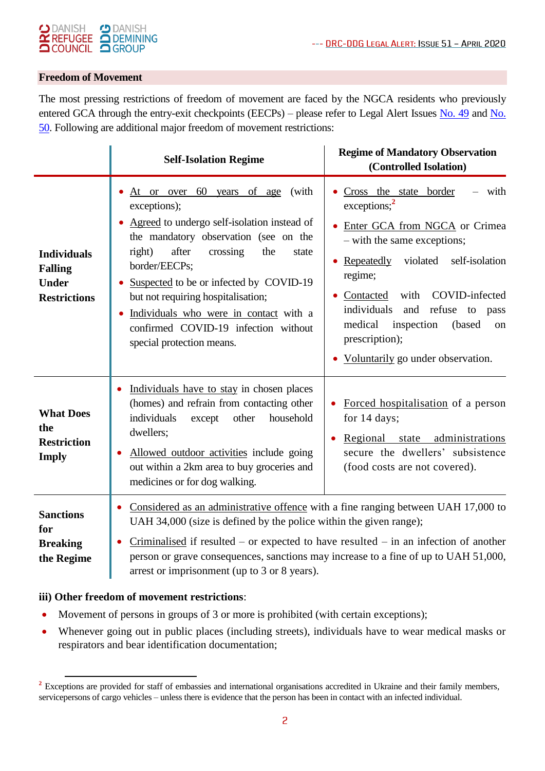**Freedom of Movement**

The most pressing restrictions of freedom of movement are faced by the NGCA residents who previously entered GCA through the entry-exit checkpoints (EECPs) – please refer to Legal Alert Issues No. 49 and No. 50. Following are additional major freedom of movement restrictions:

| | Self-Isolation Regime | Regime of Mandatory Observation (Controlled Isolation) |
|---|---|---|
| **Individuals Falling Under Restrictions** | • At or over 60 years of age (with exceptions);<br>• Agreed to undergo self-isolation instead of the mandatory observation (see on the right) after crossing the state border/EECPs;<br>• Suspected to be or infected by COVID-19 but not requiring hospitalisation;<br>• Individuals who were in contact with a confirmed COVID-19 infection without special protection means. | • Cross the state border – with exceptions;[2]<br>• Enter GCA from NGCA or Crimea – with the same exceptions;<br>• Repeatedly violated self-isolation regime;<br>• Contacted with COVID-infected individuals and refuse to pass medical inspection (based on prescription);<br>• Voluntarily go under observation. |
| **What Does the Restriction Imply** | • Individuals have to stay in chosen places (homes) and refrain from contacting other individuals except other household dwellers;<br>• Allowed outdoor activities include going out within a 2km area to buy groceries and medicines or for dog walking. | • Forced hospitalisation of a person for 14 days;<br>• Regional state administrations secure the dwellers' subsistence (food costs are not covered). |
| **Sanctions for Breaking the Regime** | • Considered as an administrative offence with a fine ranging between UAH 17,000 to UAH 34,000 (size is defined by the police within the given range);<br>• Criminalised if resulted – or expected to have resulted – in an infection of another person or grave consequences, sanctions may increase to a fine of up to UAH 51,000, arrest or imprisonment (up to 3 or 8 years). | |

**iii) Other freedom of movement restrictions**:

- Movement of persons in groups of 3 or more is prohibited (with certain exceptions);
- Whenever going out in public places (including streets), individuals have to wear medical masks or respirators and bear identification documentation;

[2] Exceptions are provided for staff of embassies and international organisations accredited in Ukraine and their family members, servicepersons of cargo vehicles – unless there is evidence that the person has been in contact with an infected individual.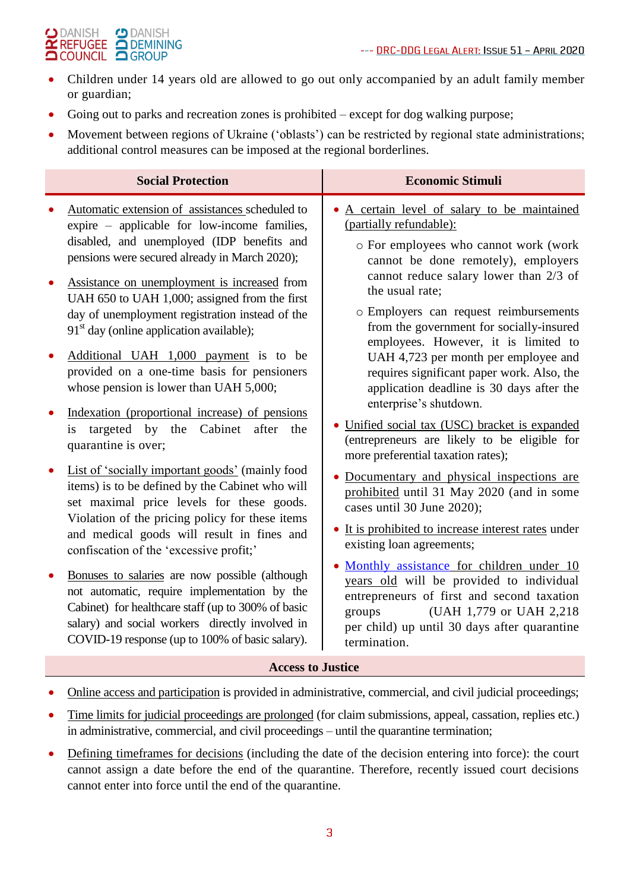- Children under 14 years old are allowed to go out only accompanied by an adult family member or guardian;
- Going out to parks and recreation zones is prohibited – except for dog walking purpose;
- Movement between regions of Ukraine ('oblasts') can be restricted by regional state administrations; additional control measures can be imposed at the regional borderlines.

## Social Protection

- Automatic extension of assistances scheduled to expire – applicable for low-income families, disabled, and unemployed (IDP benefits and pensions were secured already in March 2020);
- Assistance on unemployment is increased from UAH 650 to UAH 1,000; assigned from the first day of unemployment registration instead of the 91st day (online application available);
- Additional UAH 1,000 payment is to be provided on a one-time basis for pensioners whose pension is lower than UAH 5,000;
- Indexation (proportional increase) of pensions is targeted by the Cabinet after the quarantine is over;
- List of 'socially important goods' (mainly food items) is to be defined by the Cabinet who will set maximal price levels for these goods. Violation of the pricing policy for these items and medical goods will result in fines and confiscation of the 'excessive profit;'
- Bonuses to salaries are now possible (although not automatic, require implementation by the Cabinet) for healthcare staff (up to 300% of basic salary) and social workers directly involved in COVID-19 response (up to 100% of basic salary).

## Economic Stimuli

- A certain level of salary to be maintained (partially refundable):
  - For employees who cannot work (work cannot be done remotely), employers cannot reduce salary lower than 2/3 of the usual rate;
  - Employers can request reimbursements from the government for socially-insured employees. However, it is limited to UAH 4,723 per month per employee and requires significant paper work. Also, the application deadline is 30 days after the enterprise's shutdown.
- Unified social tax (USC) bracket is expanded (entrepreneurs are likely to be eligible for more preferential taxation rates);
- Documentary and physical inspections are prohibited until 31 May 2020 (and in some cases until 30 June 2020);
- It is prohibited to increase interest rates under existing loan agreements;
- Monthly assistance for children under 10 years old will be provided to individual entrepreneurs of first and second taxation groups (UAH 1,779 or UAH 2,218 per child) up until 30 days after quarantine termination.

## Access to Justice

- Online access and participation is provided in administrative, commercial, and civil judicial proceedings;
- Time limits for judicial proceedings are prolonged (for claim submissions, appeal, cassation, replies etc.) in administrative, commercial, and civil proceedings – until the quarantine termination;
- Defining timeframes for decisions (including the date of the decision entering into force): the court cannot assign a date before the end of the quarantine. Therefore, recently issued court decisions cannot enter into force until the end of the quarantine.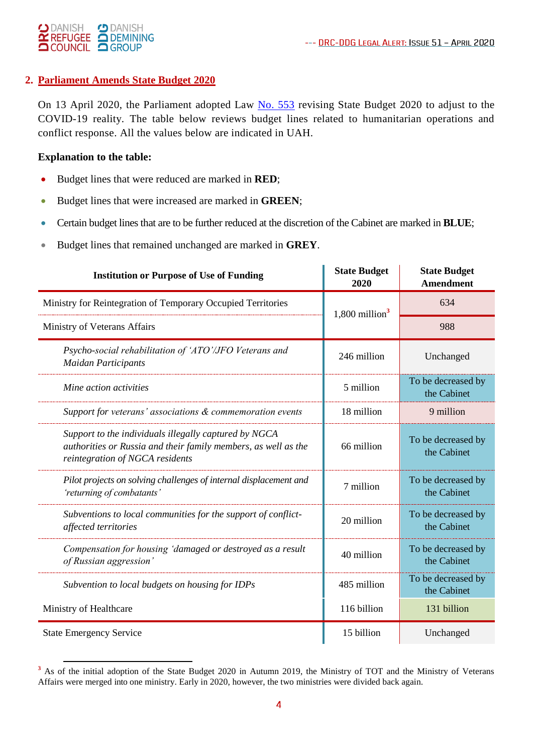## 2. Parliament Amends State Budget 2020

On 13 April 2020, the Parliament adopted Law No. 553 revising State Budget 2020 to adjust to the COVID-19 reality. The table below reviews budget lines related to humanitarian operations and conflict response. All the values below are indicated in UAH.

**Explanation to the table:**

- Budget lines that were reduced are marked in **RED**;
- Budget lines that were increased are marked in **GREEN**;
- Certain budget lines that are to be further reduced at the discretion of the Cabinet are marked in **BLUE**;
- Budget lines that remained unchanged are marked in **GREY**.

| Institution or Purpose of Use of Funding | State Budget 2020 | State Budget Amendment |
|---|---|---|
| Ministry for Reintegration of Temporary Occupied Territories | 1,800 million[3] | 634 |
| Ministry of Veterans Affairs | | 988 |
| *Psycho-social rehabilitation of 'ATO'/JFO Veterans and Maidan Participants* | 246 million | Unchanged |
| *Mine action activities* | 5 million | To be decreased by the Cabinet |
| *Support for veterans' associations & commemoration events* | 18 million | 9 million |
| *Support to the individuals illegally captured by NGCA authorities or Russia and their family members, as well as the reintegration of NGCA residents* | 66 million | To be decreased by the Cabinet |
| *Pilot projects on solving challenges of internal displacement and 'returning of combatants'* | 7 million | To be decreased by the Cabinet |
| *Subventions to local communities for the support of conflict-affected territories* | 20 million | To be decreased by the Cabinet |
| *Compensation for housing 'damaged or destroyed as a result of Russian aggression'* | 40 million | To be decreased by the Cabinet |
| *Subvention to local budgets on housing for IDPs* | 485 million | To be decreased by the Cabinet |
| Ministry of Healthcare | 116 billion | 131 billion |
| State Emergency Service | 15 billion | Unchanged |

[3] As of the initial adoption of the State Budget 2020 in Autumn 2019, the Ministry of TOT and the Ministry of Veterans Affairs were merged into one ministry. Early in 2020, however, the two ministries were divided back again.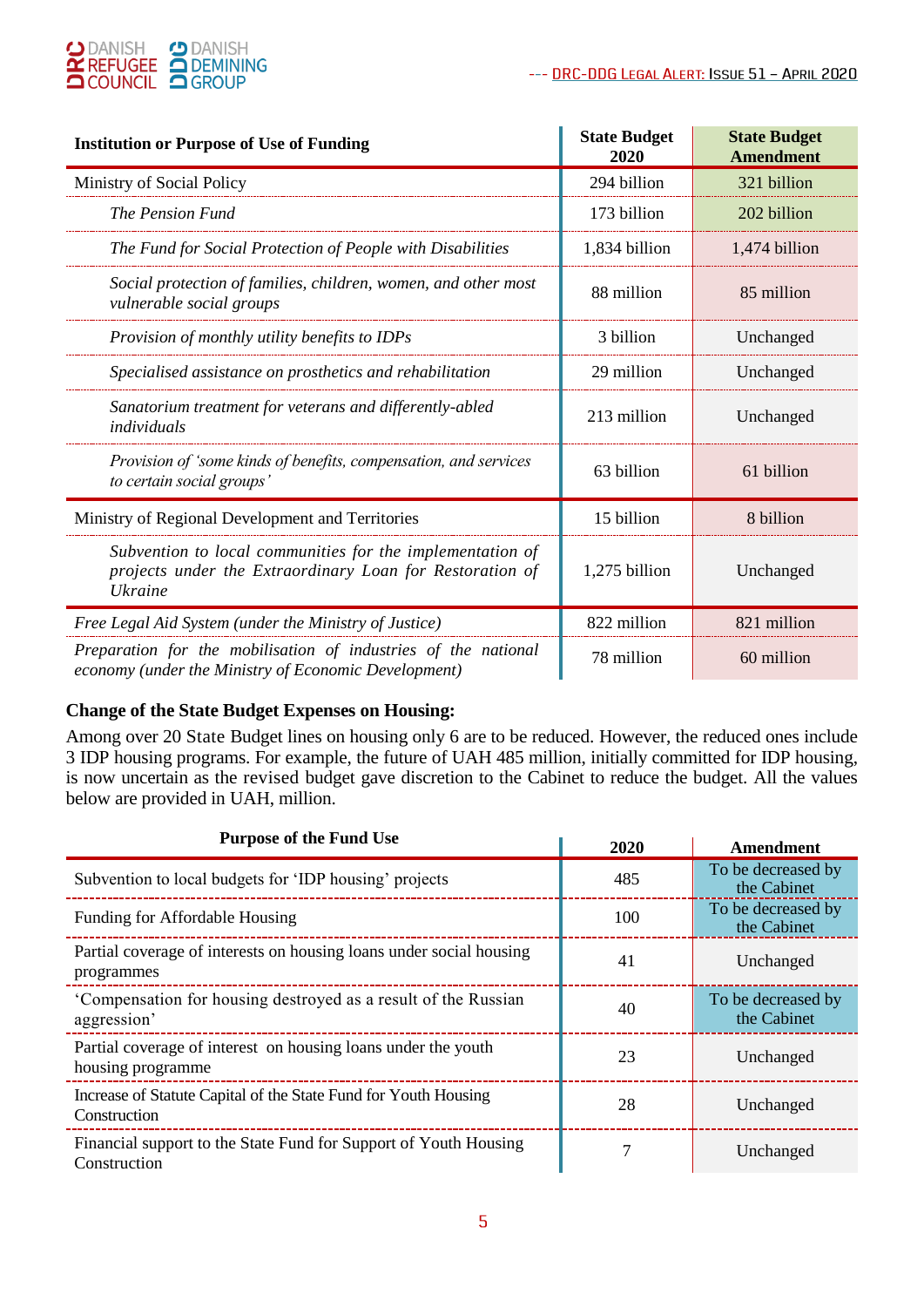| Institution or Purpose of Use of Funding | State Budget 2020 | State Budget Amendment |
|---|---|---|
| Ministry of Social Policy | 294 billion | 321 billion |
| *The Pension Fund* | 173 billion | 202 billion |
| *The Fund for Social Protection of People with Disabilities* | 1,834 billion | 1,474 billion |
| *Social protection of families, children, women, and other most vulnerable social groups* | 88 million | 85 million |
| *Provision of monthly utility benefits to IDPs* | 3 billion | Unchanged |
| *Specialised assistance on prosthetics and rehabilitation* | 29 million | Unchanged |
| *Sanatorium treatment for veterans and differently-abled individuals* | 213 million | Unchanged |
| *Provision of 'some kinds of benefits, compensation, and services to certain social groups'* | 63 billion | 61 billion |
| Ministry of Regional Development and Territories | 15 billion | 8 billion |
| *Subvention to local communities for the implementation of projects under the Extraordinary Loan for Restoration of Ukraine* | 1,275 billion | Unchanged |
| *Free Legal Aid System (under the Ministry of Justice)* | 822 million | 821 million |
| *Preparation for the mobilisation of industries of the national economy (under the Ministry of Economic Development)* | 78 million | 60 million |

**Change of the State Budget Expenses on Housing:**

Among over 20 State Budget lines on housing only 6 are to be reduced. However, the reduced ones include 3 IDP housing programs. For example, the future of UAH 485 million, initially committed for IDP housing, is now uncertain as the revised budget gave discretion to the Cabinet to reduce the budget. All the values below are provided in UAH, million.

| Purpose of the Fund Use | 2020 | Amendment |
|---|---|---|
| Subvention to local budgets for 'IDP housing' projects | 485 | To be decreased by the Cabinet |
| Funding for Affordable Housing | 100 | To be decreased by the Cabinet |
| Partial coverage of interests on housing loans under social housing programmes | 41 | Unchanged |
| 'Compensation for housing destroyed as a result of the Russian aggression' | 40 | To be decreased by the Cabinet |
| Partial coverage of interest on housing loans under the youth housing programme | 23 | Unchanged |
| Increase of Statute Capital of the State Fund for Youth Housing Construction | 28 | Unchanged |
| Financial support to the State Fund for Support of Youth Housing Construction | 7 | Unchanged |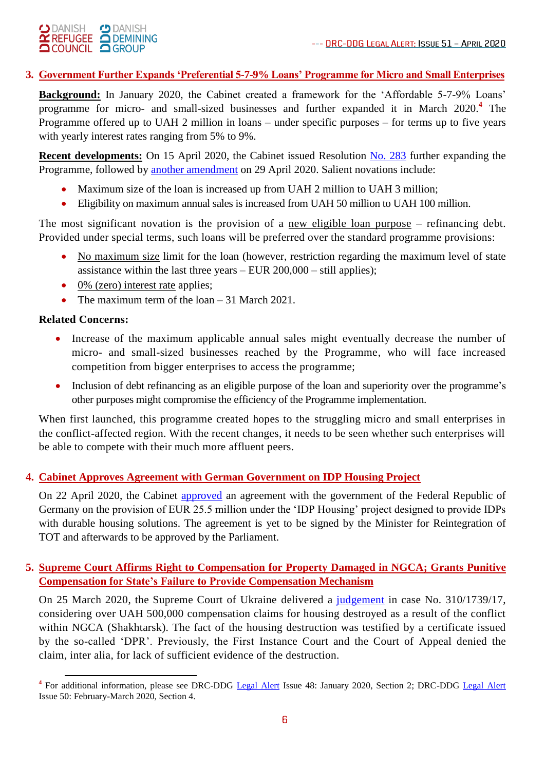## 3. Government Further Expands 'Preferential 5-7-9% Loans' Programme for Micro and Small Enterprises

**Background:** In January 2020, the Cabinet created a framework for the 'Affordable 5-7-9% Loans' programme for micro- and small-sized businesses and further expanded it in March 2020.[4] The Programme offered up to UAH 2 million in loans – under specific purposes – for terms up to five years with yearly interest rates ranging from 5% to 9%.

**Recent developments:** On 15 April 2020, the Cabinet issued Resolution No. 283 further expanding the Programme, followed by another amendment on 29 April 2020. Salient novations include:

- Maximum size of the loan is increased up from UAH 2 million to UAH 3 million;
- Eligibility on maximum annual sales is increased from UAH 50 million to UAH 100 million.

The most significant novation is the provision of a new eligible loan purpose – refinancing debt. Provided under special terms, such loans will be preferred over the standard programme provisions:

- No maximum size limit for the loan (however, restriction regarding the maximum level of state assistance within the last three years – EUR 200,000 – still applies);
- 0% (zero) interest rate applies;
- The maximum term of the loan – 31 March 2021.

**Related Concerns:**

- Increase of the maximum applicable annual sales might eventually decrease the number of micro- and small-sized businesses reached by the Programme, who will face increased competition from bigger enterprises to access the programme;
- Inclusion of debt refinancing as an eligible purpose of the loan and superiority over the programme's other purposes might compromise the efficiency of the Programme implementation.

When first launched, this programme created hopes to the struggling micro and small enterprises in the conflict-affected region. With the recent changes, it needs to be seen whether such enterprises will be able to compete with their much more affluent peers.

## 4. Cabinet Approves Agreement with German Government on IDP Housing Project

On 22 April 2020, the Cabinet approved an agreement with the government of the Federal Republic of Germany on the provision of EUR 25.5 million under the 'IDP Housing' project designed to provide IDPs with durable housing solutions. The agreement is yet to be signed by the Minister for Reintegration of TOT and afterwards to be approved by the Parliament.

## 5. Supreme Court Affirms Right to Compensation for Property Damaged in NGCA; Grants Punitive Compensation for State's Failure to Provide Compensation Mechanism

On 25 March 2020, the Supreme Court of Ukraine delivered a judgement in case No. 310/1739/17, considering over UAH 500,000 compensation claims for housing destroyed as a result of the conflict within NGCA (Shakhtarsk). The fact of the housing destruction was testified by a certificate issued by the so-called 'DPR'. Previously, the First Instance Court and the Court of Appeal denied the claim, inter alia, for lack of sufficient evidence of the destruction.

---

[4] For additional information, please see DRC-DDG Legal Alert Issue 48: January 2020, Section 2; DRC-DDG Legal Alert Issue 50: February-March 2020, Section 4.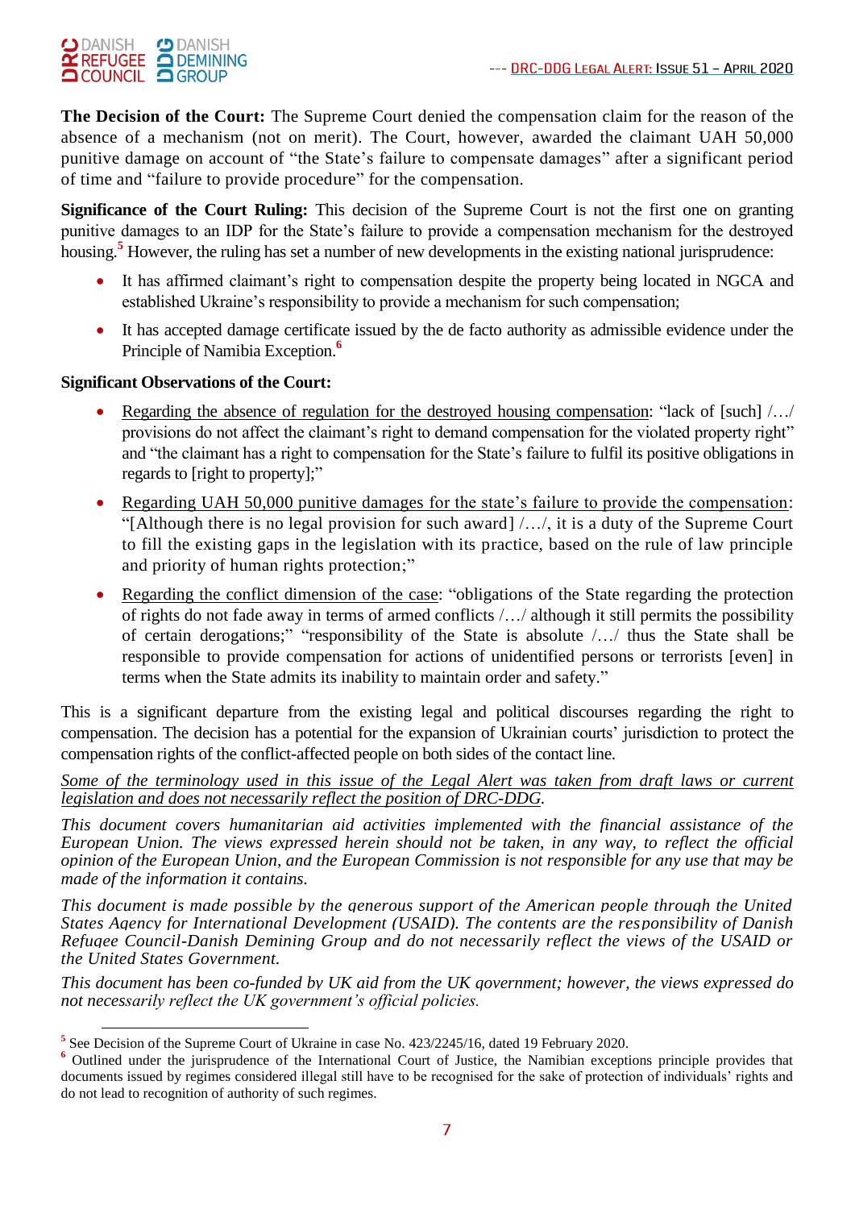**The Decision of the Court:** The Supreme Court denied the compensation claim for the reason of the absence of a mechanism (not on merit). The Court, however, awarded the claimant UAH 50,000 punitive damage on account of "the State's failure to compensate damages" after a significant period of time and "failure to provide procedure" for the compensation.

**Significance of the Court Ruling:** This decision of the Supreme Court is not the first one on granting punitive damages to an IDP for the State's failure to provide a compensation mechanism for the destroyed housing.[5] However, the ruling has set a number of new developments in the existing national jurisprudence:

- It has affirmed claimant's right to compensation despite the property being located in NGCA and established Ukraine's responsibility to provide a mechanism for such compensation;
- It has accepted damage certificate issued by the de facto authority as admissible evidence under the Principle of Namibia Exception.[6]

**Significant Observations of the Court:**

- Regarding the absence of regulation for the destroyed housing compensation: "lack of [such] /…/ provisions do not affect the claimant's right to demand compensation for the violated property right" and "the claimant has a right to compensation for the State's failure to fulfil its positive obligations in regards to [right to property];"
- Regarding UAH 50,000 punitive damages for the state's failure to provide the compensation: "[Although there is no legal provision for such award] /…/, it is a duty of the Supreme Court to fill the existing gaps in the legislation with its practice, based on the rule of law principle and priority of human rights protection;"
- Regarding the conflict dimension of the case: "obligations of the State regarding the protection of rights do not fade away in terms of armed conflicts /…/ although it still permits the possibility of certain derogations;" "responsibility of the State is absolute /…/ thus the State shall be responsible to provide compensation for actions of unidentified persons or terrorists [even] in terms when the State admits its inability to maintain order and safety."

This is a significant departure from the existing legal and political discourses regarding the right to compensation. The decision has a potential for the expansion of Ukrainian courts' jurisdiction to protect the compensation rights of the conflict-affected people on both sides of the contact line.

*Some of the terminology used in this issue of the Legal Alert was taken from draft laws or current legislation and does not necessarily reflect the position of DRC-DDG.*

*This document covers humanitarian aid activities implemented with the financial assistance of the European Union. The views expressed herein should not be taken, in any way, to reflect the official opinion of the European Union, and the European Commission is not responsible for any use that may be made of the information it contains.*

*This document is made possible by the generous support of the American people through the United States Agency for International Development (USAID). The contents are the responsibility of Danish Refugee Council-Danish Demining Group and do not necessarily reflect the views of the USAID or the United States Government.*

*This document has been co-funded by UK aid from the UK government; however, the views expressed do not necessarily reflect the UK government's official policies.*

---

[5] See Decision of the Supreme Court of Ukraine in case No. 423/2245/16, dated 19 February 2020.

[6] Outlined under the jurisprudence of the International Court of Justice, the Namibian exceptions principle provides that documents issued by regimes considered illegal still have to be recognised for the sake of protection of individuals' rights and do not lead to recognition of authority of such regimes.